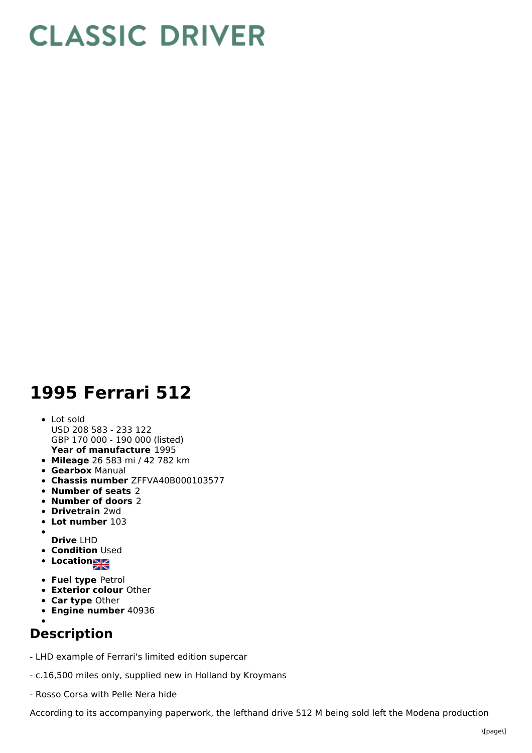# CLASSIC DRIVER

# 1995 Ferrari 512

- Lot sold  
  USD 208 583 - 233 122  
  GBP 170 000 - 190 000 (listed)  
  **Year of manufacture** 1995
- **Mileage** 26 583 mi / 42 782 km
- **Gearbox** Manual
- **Chassis number** ZFFVA40B000103577
- **Number of seats** 2
- **Number of doors** 2
- **Drivetrain** 2wd
- **Lot number** 103
- **Drive** LHD
- **Condition** Used
- **Location**
- **Fuel type** Petrol
- **Exterior colour** Other
- **Car type** Other
- **Engine number** 40936

## Description

- LHD example of Ferrari's limited edition supercar

- c.16,500 miles only, supplied new in Holland by Kroymans

- Rosso Corsa with Pelle Nera hide

According to its accompanying paperwork, the lefthand drive 512 M being sold left the Modena production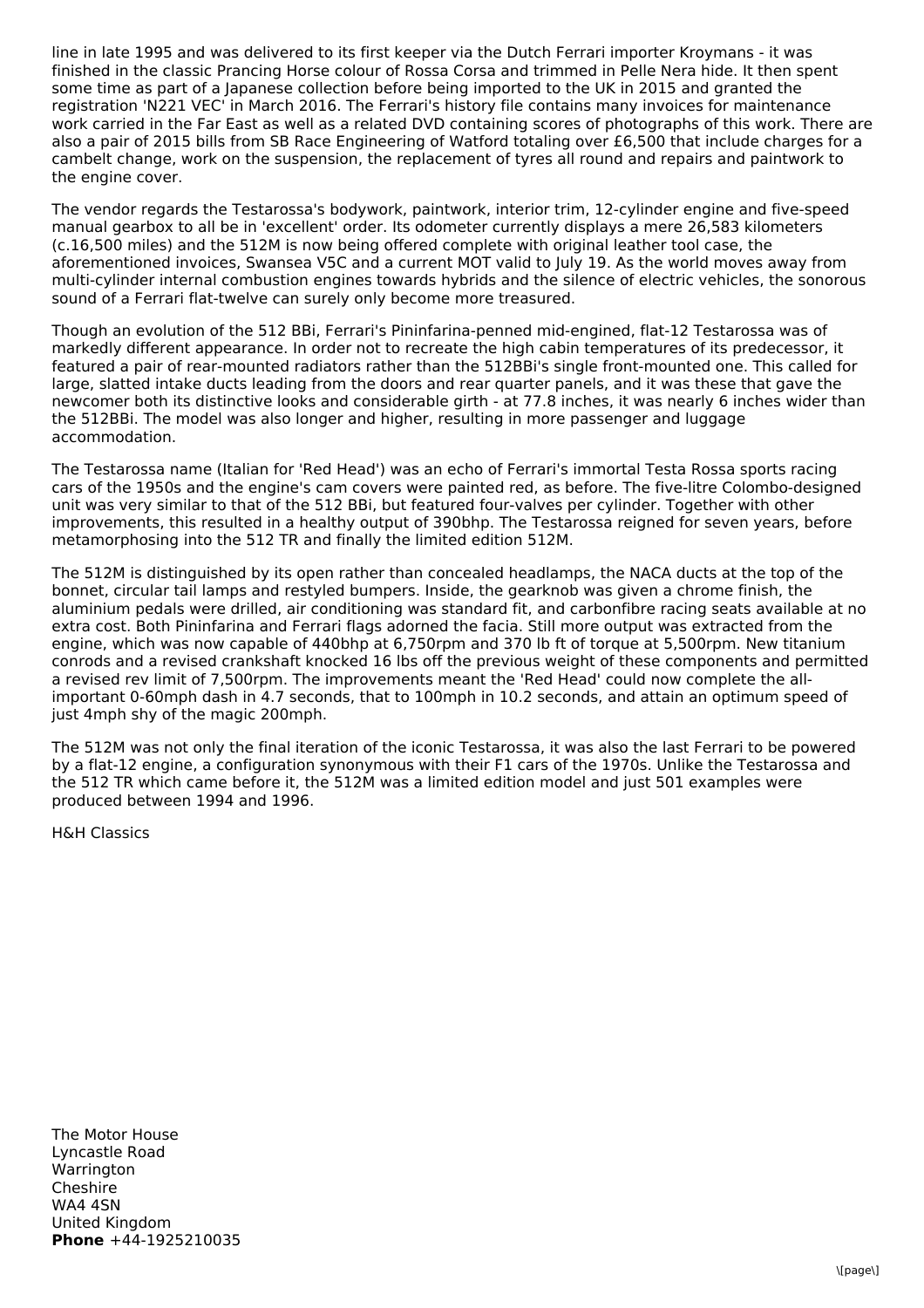line in late 1995 and was delivered to its first keeper via the Dutch Ferrari importer Kroymans - it was finished in the classic Prancing Horse colour of Rossa Corsa and trimmed in Pelle Nera hide. It then spent some time as part of a Japanese collection before being imported to the UK in 2015 and granted the registration 'N221 VEC' in March 2016. The Ferrari's history file contains many invoices for maintenance work carried in the Far East as well as a related DVD containing scores of photographs of this work. There are also a pair of 2015 bills from SB Race Engineering of Watford totaling over £6,500 that include charges for a cambelt change, work on the suspension, the replacement of tyres all round and repairs and paintwork to the engine cover.

The vendor regards the Testarossa's bodywork, paintwork, interior trim, 12-cylinder engine and five-speed manual gearbox to all be in 'excellent' order. Its odometer currently displays a mere 26,583 kilometers (c.16,500 miles) and the 512M is now being offered complete with original leather tool case, the aforementioned invoices, Swansea V5C and a current MOT valid to July 19. As the world moves away from multi-cylinder internal combustion engines towards hybrids and the silence of electric vehicles, the sonorous sound of a Ferrari flat-twelve can surely only become more treasured.

Though an evolution of the 512 BBi, Ferrari's Pininfarina-penned mid-engined, flat-12 Testarossa was of markedly different appearance. In order not to recreate the high cabin temperatures of its predecessor, it featured a pair of rear-mounted radiators rather than the 512BBi's single front-mounted one. This called for large, slatted intake ducts leading from the doors and rear quarter panels, and it was these that gave the newcomer both its distinctive looks and considerable girth - at 77.8 inches, it was nearly 6 inches wider than the 512BBi. The model was also longer and higher, resulting in more passenger and luggage accommodation.

The Testarossa name (Italian for 'Red Head') was an echo of Ferrari's immortal Testa Rossa sports racing cars of the 1950s and the engine's cam covers were painted red, as before. The five-litre Colombo-designed unit was very similar to that of the 512 BBi, but featured four-valves per cylinder. Together with other improvements, this resulted in a healthy output of 390bhp. The Testarossa reigned for seven years, before metamorphosing into the 512 TR and finally the limited edition 512M.

The 512M is distinguished by its open rather than concealed headlamps, the NACA ducts at the top of the bonnet, circular tail lamps and restyled bumpers. Inside, the gearknob was given a chrome finish, the aluminium pedals were drilled, air conditioning was standard fit, and carbonfibre racing seats available at no extra cost. Both Pininfarina and Ferrari flags adorned the facia. Still more output was extracted from the engine, which was now capable of 440bhp at 6,750rpm and 370 lb ft of torque at 5,500rpm. New titanium conrods and a revised crankshaft knocked 16 lbs off the previous weight of these components and permitted a revised rev limit of 7,500rpm. The improvements meant the 'Red Head' could now complete the all-important 0-60mph dash in 4.7 seconds, that to 100mph in 10.2 seconds, and attain an optimum speed of just 4mph shy of the magic 200mph.

The 512M was not only the final iteration of the iconic Testarossa, it was also the last Ferrari to be powered by a flat-12 engine, a configuration synonymous with their F1 cars of the 1970s. Unlike the Testarossa and the 512 TR which came before it, the 512M was a limited edition model and just 501 examples were produced between 1994 and 1996.

H&H Classics

The Motor House
Lyncastle Road
Warrington
Cheshire
WA4 4SN
United Kingdom
**Phone** +44-1925210035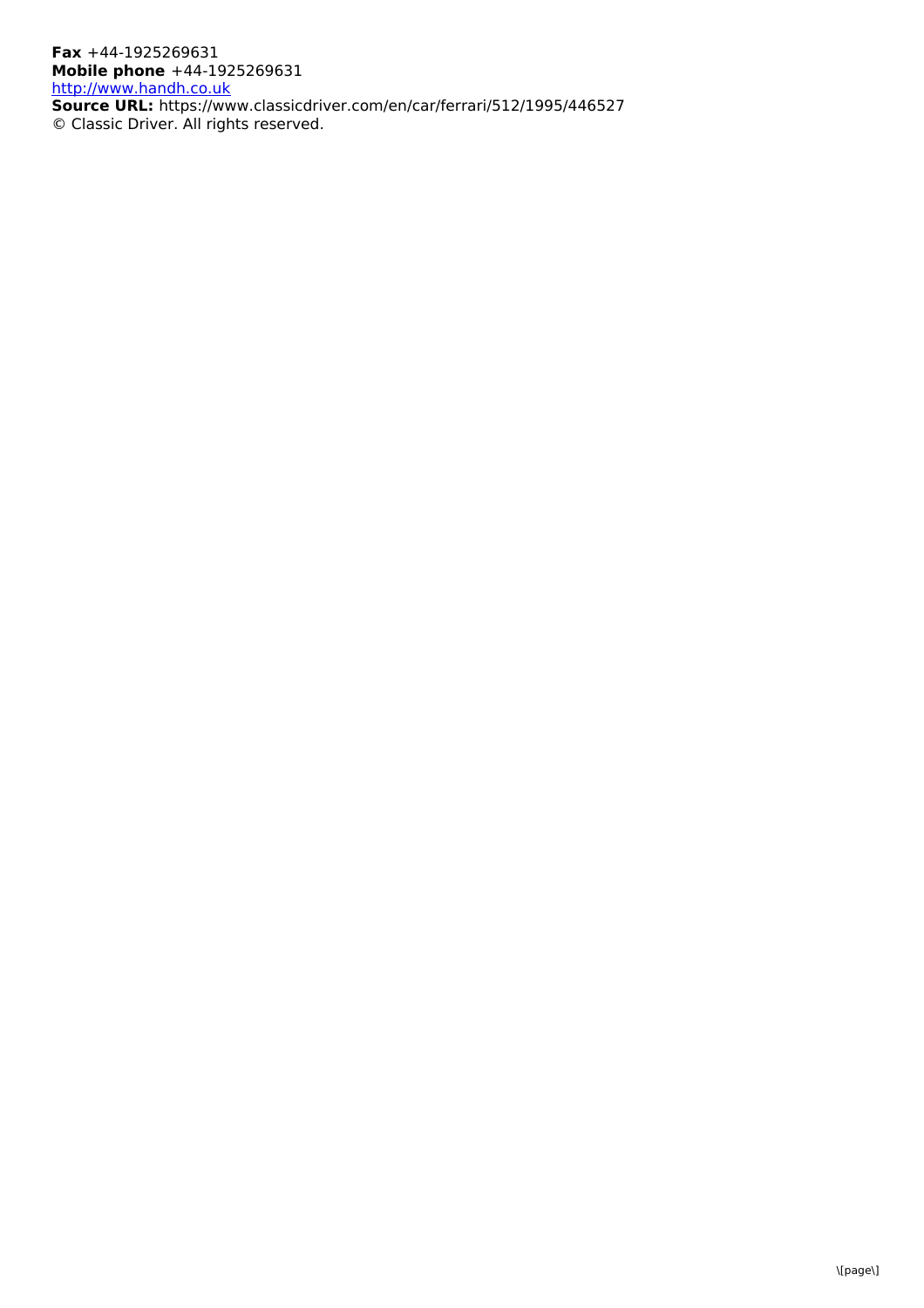**Fax** +44-1925269631
**Mobile phone** +44-1925269631
http://www.handh.co.uk
**Source URL:** https://www.classicdriver.com/en/car/ferrari/512/1995/446527
© Classic Driver. All rights reserved.